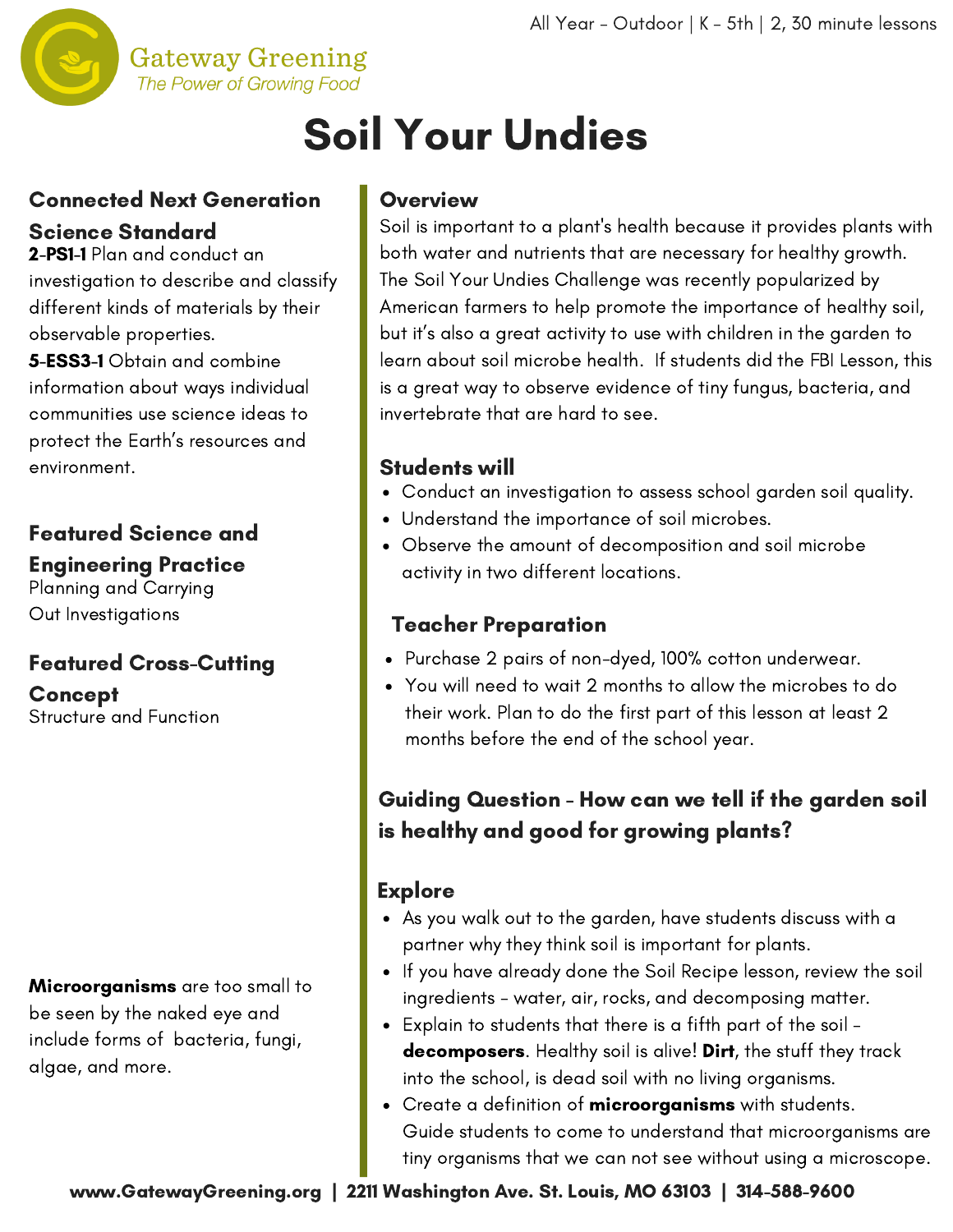Gateway Greening
*The Power of Growing Food*

All Year - Outdoor | K - 5th | 2, 30 minute lessons

# Soil Your Undies

## Connected Next Generation Science Standard

**2-PS1-1** Plan and conduct an investigation to describe and classify different kinds of materials by their observable properties.

**5-ESS3-1** Obtain and combine information about ways individual communities use science ideas to protect the Earth's resources and environment.

## Featured Science and Engineering Practice

Planning and Carrying Out Investigations

## Featured Cross-Cutting Concept

Structure and Function

**Microorganisms** are too small to be seen by the naked eye and include forms of bacteria, fungi, algae, and more.

## Overview

Soil is important to a plant's health because it provides plants with both water and nutrients that are necessary for healthy growth. The Soil Your Undies Challenge was recently popularized by American farmers to help promote the importance of healthy soil, but it's also a great activity to use with children in the garden to learn about soil microbe health. If students did the FBI Lesson, this is a great way to observe evidence of tiny fungus, bacteria, and invertebrate that are hard to see.

## Students will

- Conduct an investigation to assess school garden soil quality.
- Understand the importance of soil microbes.
- Observe the amount of decomposition and soil microbe activity in two different locations.

## Teacher Preparation

- Purchase 2 pairs of non-dyed, 100% cotton underwear.
- You will need to wait 2 months to allow the microbes to do their work. Plan to do the first part of this lesson at least 2 months before the end of the school year.

## Guiding Question - How can we tell if the garden soil is healthy and good for growing plants?

## Explore

- As you walk out to the garden, have students discuss with a partner why they think soil is important for plants.
- If you have already done the Soil Recipe lesson, review the soil ingredients - water, air, rocks, and decomposing matter.
- Explain to students that there is a fifth part of the soil - **decomposers**. Healthy soil is alive! **Dirt**, the stuff they track into the school, is dead soil with no living organisms.
- Create a definition of **microorganisms** with students. Guide students to come to understand that microorganisms are tiny organisms that we can not see without using a microscope.

www.GatewayGreening.org | 2211 Washington Ave. St. Louis, MO 63103 | 314-588-9600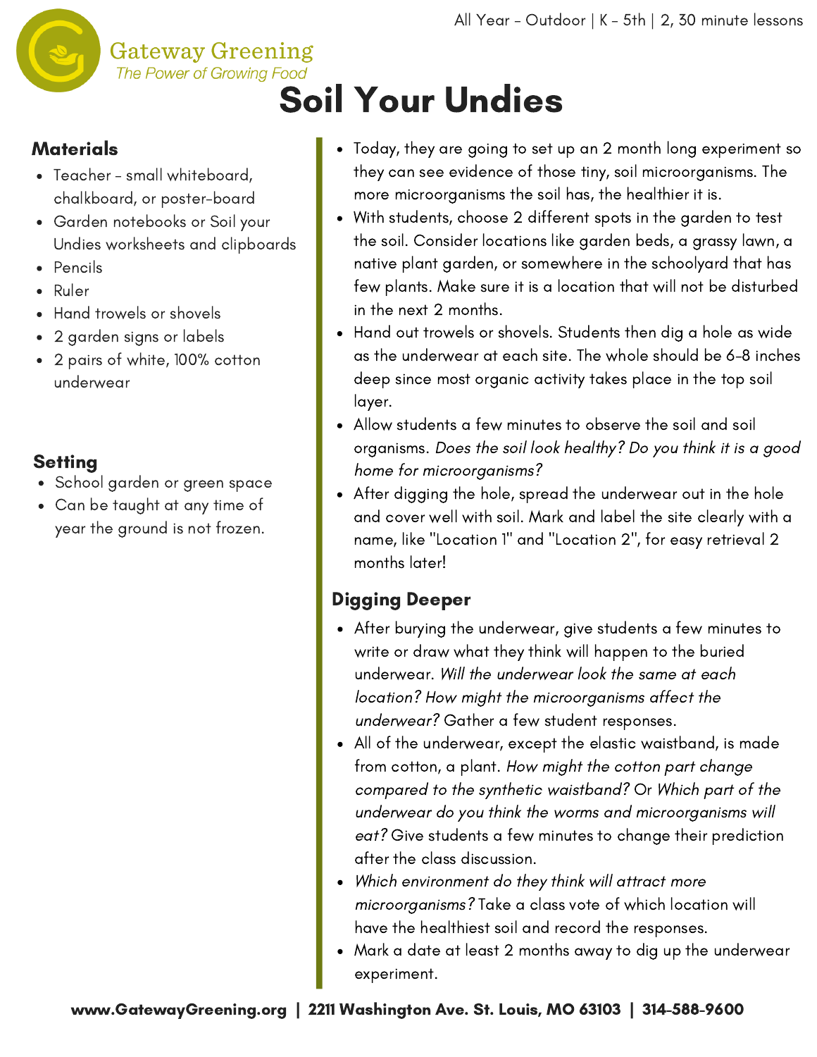# Soil Your Undies

All Year - Outdoor | K - 5th | 2, 30 minute lessons

## Materials

- Teacher - small whiteboard, chalkboard, or poster-board
- Garden notebooks or Soil your Undies worksheets and clipboards
- Pencils
- Ruler
- Hand trowels or shovels
- 2 garden signs or labels
- 2 pairs of white, 100% cotton underwear

## Setting

- School garden or green space
- Can be taught at any time of year the ground is not frozen.

---

- Today, they are going to set up an 2 month long experiment so they can see evidence of those tiny, soil microorganisms. The more microorganisms the soil has, the healthier it is.
- With students, choose 2 different spots in the garden to test the soil. Consider locations like garden beds, a grassy lawn, a native plant garden, or somewhere in the schoolyard that has few plants. Make sure it is a location that will not be disturbed in the next 2 months.
- Hand out trowels or shovels. Students then dig a hole as wide as the underwear at each site. The whole should be 6-8 inches deep since most organic activity takes place in the top soil layer.
- Allow students a few minutes to observe the soil and soil organisms. *Does the soil look healthy? Do you think it is a good home for microorganisms?*
- After digging the hole, spread the underwear out in the hole and cover well with soil. Mark and label the site clearly with a name, like "Location 1" and "Location 2", for easy retrieval 2 months later!

## Digging Deeper

- After burying the underwear, give students a few minutes to write or draw what they think will happen to the buried underwear. *Will the underwear look the same at each location? How might the microorganisms affect the underwear?* Gather a few student responses.
- All of the underwear, except the elastic waistband, is made from cotton, a plant. *How might the cotton part change compared to the synthetic waistband?* Or *Which part of the underwear do you think the worms and microorganisms will eat?* Give students a few minutes to change their prediction after the class discussion.
- *Which environment do they think will attract more microorganisms?* Take a class vote of which location will have the healthiest soil and record the responses.
- Mark a date at least 2 months away to dig up the underwear experiment.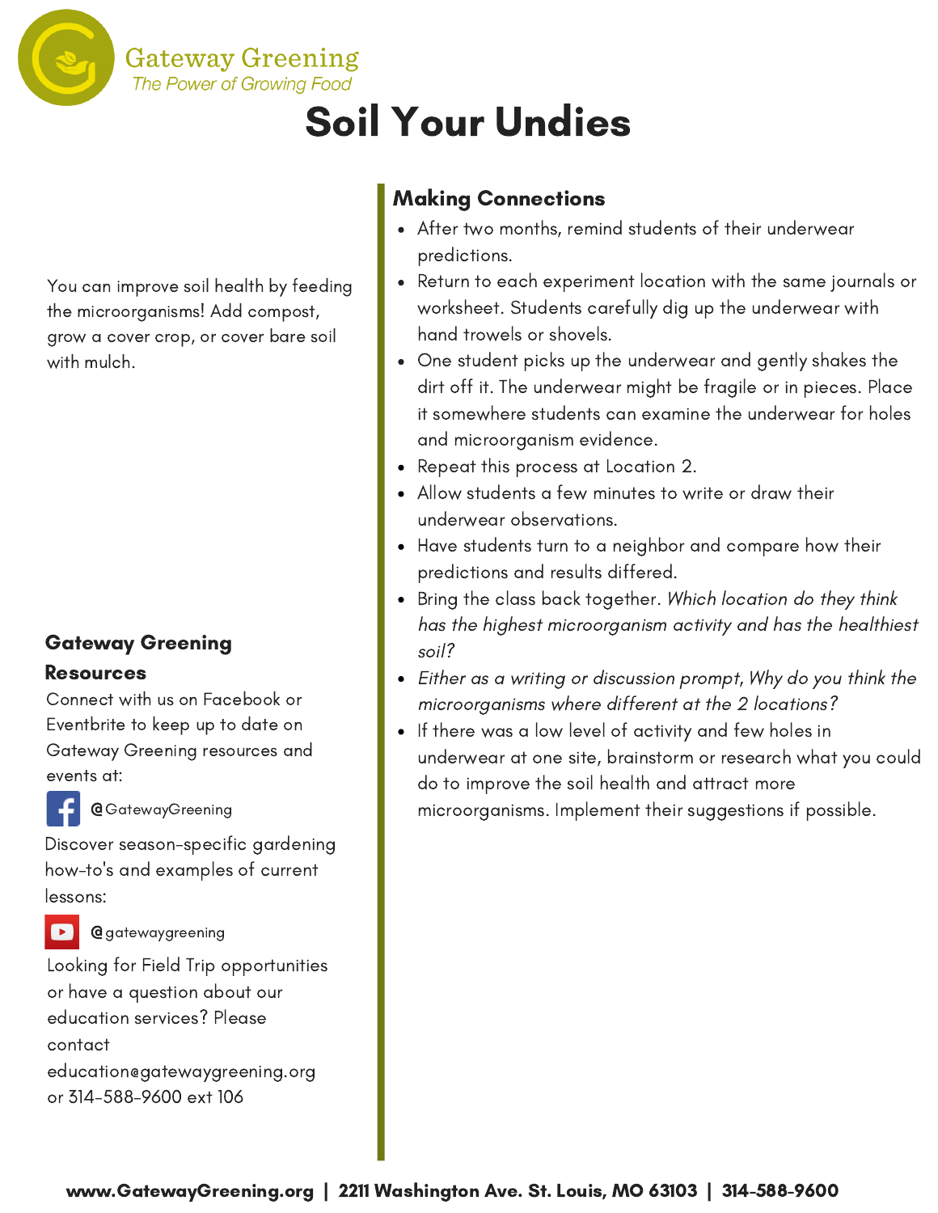# Soil Your Undies

You can improve soil health by feeding the microorganisms! Add compost, grow a cover crop, or cover bare soil with mulch.

## Gateway Greening Resources

Connect with us on Facebook or Eventbrite to keep up to date on Gateway Greening resources and events at:

@GatewayGreening

Discover season-specific gardening how-to's and examples of current lessons:

@gatewaygreening

Looking for Field Trip opportunities or have a question about our education services? Please contact education@gatewaygreening.org or 314-588-9600 ext 106

## Making Connections

- After two months, remind students of their underwear predictions.
- Return to each experiment location with the same journals or worksheet. Students carefully dig up the underwear with hand trowels or shovels.
- One student picks up the underwear and gently shakes the dirt off it. The underwear might be fragile or in pieces. Place it somewhere students can examine the underwear for holes and microorganism evidence.
- Repeat this process at Location 2.
- Allow students a few minutes to write or draw their underwear observations.
- Have students turn to a neighbor and compare how their predictions and results differed.
- Bring the class back together. *Which location do they think has the highest microorganism activity and has the healthiest soil?*
- *Either as a writing or discussion prompt, Why do you think the microorganisms where different at the 2 locations?*
- If there was a low level of activity and few holes in underwear at one site, brainstorm or research what you could do to improve the soil health and attract more microorganisms. Implement their suggestions if possible.